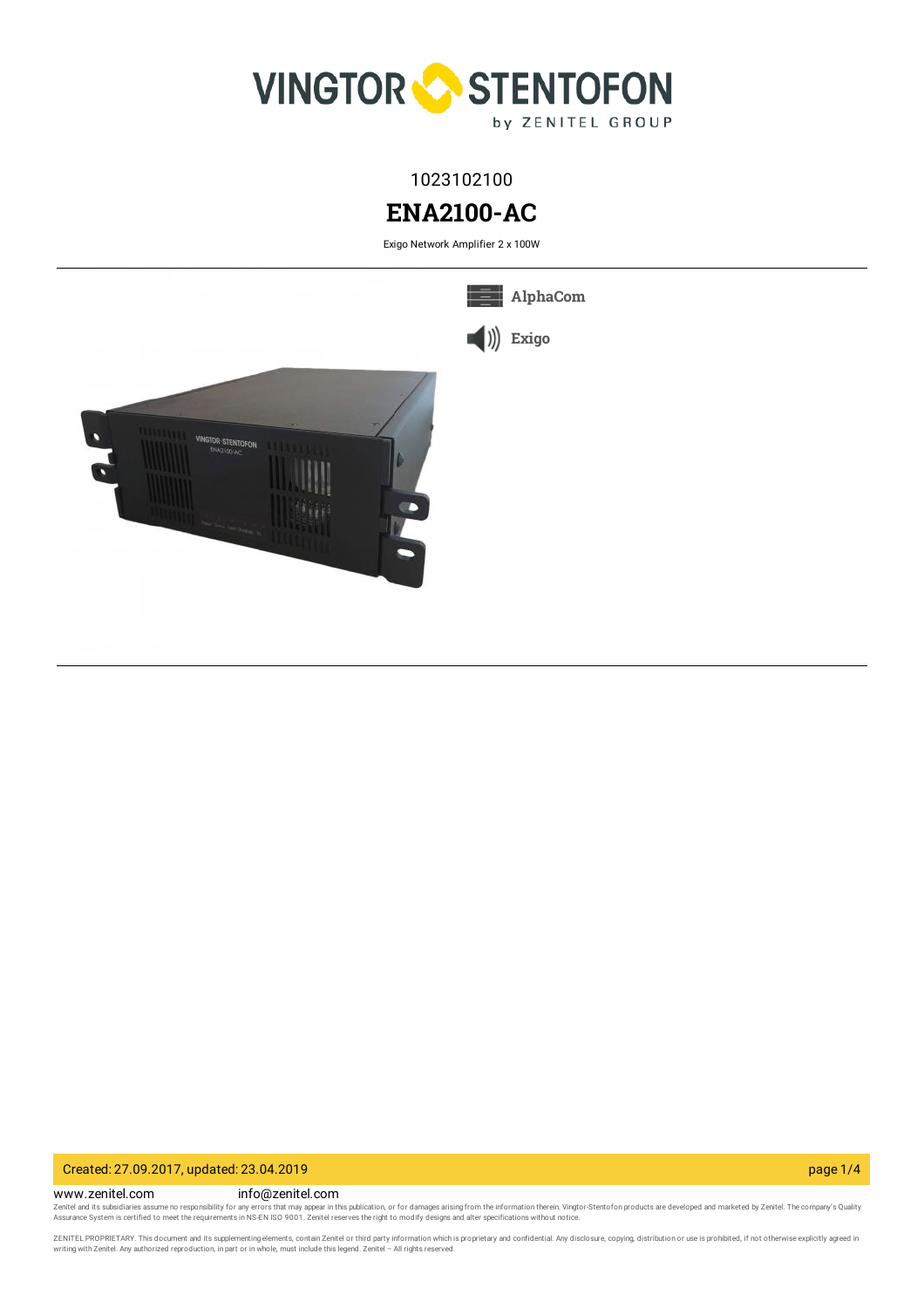1023102100

# ENA2100-AC

Exigo Network Amplifier 2 x 100W

AlphaCom

Exigo

Created: 27.09.2017, updated: 23.04.2019

www.zenitel.com info@zenitel.com

Zenitel and its subsidiaries assume no responsibility for any errors that may appear in this publication, or for damages arising from the information therein. Vingtor-Stentofon products are developed and marketed by Zenitel. The company's Quality Assurance System is certified to meet the requirements in NS-EN ISO 9001. Zenitel reserves the right to modify designs and alter specifications without notice.

ZENITEL PROPRIETARY. This document and its supplementing elements, contain Zenitel or third party information which is proprietary and confidential. Any disclosure, copying, distribution or use is prohibited, if not otherwise explicitly agreed in writing with Zenitel. Any authorized reproduction, in part or in whole, must include this legend. Zenitel – All rights reserved.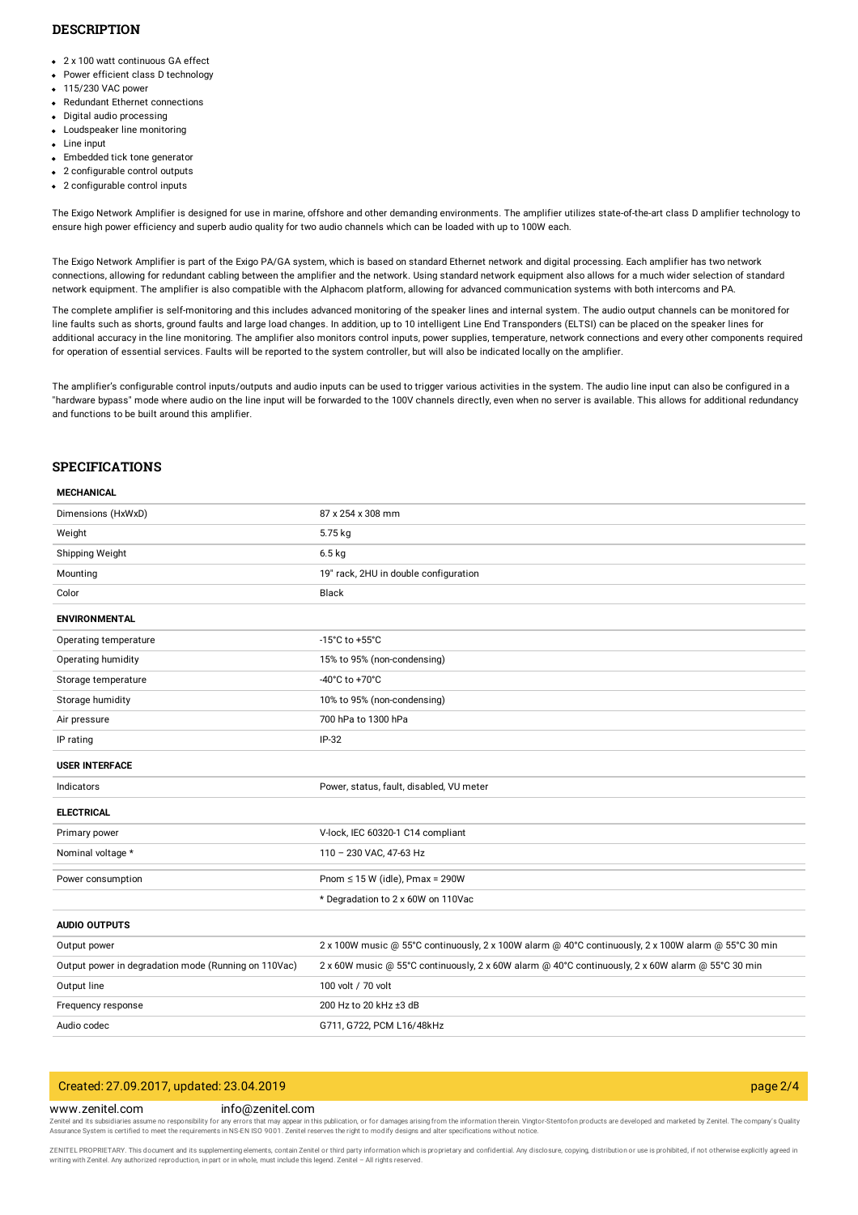## DESCRIPTION

- 2 x 100 watt continuous GA effect
- Power efficient class D technology
- 115/230 VAC power
- Redundant Ethernet connections
- Digital audio processing
- Loudspeaker line monitoring
- Line input
- Embedded tick tone generator
- 2 configurable control outputs
- 2 configurable control inputs

The Exigo Network Amplifier is designed for use in marine, offshore and other demanding environments. The amplifier utilizes state-of-the-art class D amplifier technology to ensure high power efficiency and superb audio quality for two audio channels which can be loaded with up to 100W each.

The Exigo Network Amplifier is part of the Exigo PA/GA system, which is based on standard Ethernet network and digital processing. Each amplifier has two network connections, allowing for redundant cabling between the amplifier and the network. Using standard network equipment also allows for a much wider selection of standard network equipment. The amplifier is also compatible with the Alphacom platform, allowing for advanced communication systems with both intercoms and PA.

The complete amplifier is self-monitoring and this includes advanced monitoring of the speaker lines and internal system. The audio output channels can be monitored for line faults such as shorts, ground faults and large load changes. In addition, up to 10 intelligent Line End Transponders (ELTSI) can be placed on the speaker lines for additional accuracy in the line monitoring. The amplifier also monitors control inputs, power supplies, temperature, network connections and every other components required for operation of essential services. Faults will be reported to the system controller, but will also be indicated locally on the amplifier.

The amplifier's configurable control inputs/outputs and audio inputs can be used to trigger various activities in the system. The audio line input can also be configured in a "hardware bypass" mode where audio on the line input will be forwarded to the 100V channels directly, even when no server is available. This allows for additional redundancy and functions to be built around this amplifier.

## SPECIFICATIONS

| MECHANICAL | |
|---|---|
| Dimensions (HxWxD) | 87 x 254 x 308 mm |
| Weight | 5.75 kg |
| Shipping Weight | 6.5 kg |
| Mounting | 19" rack, 2HU in double configuration |
| Color | Black |
| **ENVIRONMENTAL** | |
| Operating temperature | -15°C to +55°C |
| Operating humidity | 15% to 95% (non-condensing) |
| Storage temperature | -40°C to +70°C |
| Storage humidity | 10% to 95% (non-condensing) |
| Air pressure | 700 hPa to 1300 hPa |
| IP rating | IP-32 |
| **USER INTERFACE** | |
| Indicators | Power, status, fault, disabled, VU meter |
| **ELECTRICAL** | |
| Primary power | V-lock, IEC 60320-1 C14 compliant |
| Nominal voltage * | 110 – 230 VAC, 47-63 Hz |
| Power consumption | Pnom ≤ 15 W (idle), Pmax = 290W |
| | * Degradation to 2 x 60W on 110Vac |
| **AUDIO OUTPUTS** | |
| Output power | 2 x 100W music @ 55°C continuously, 2 x 100W alarm @ 40°C continuously, 2 x 100W alarm @ 55°C 30 min |
| Output power in degradation mode (Running on 110Vac) | 2 x 60W music @ 55°C continuously, 2 x 60W alarm @ 40°C continuously, 2 x 60W alarm @ 55°C 30 min |
| Output line | 100 volt / 70 volt |
| Frequency response | 200 Hz to 20 kHz ±3 dB |
| Audio codec | G711, G722, PCM L16/48kHz |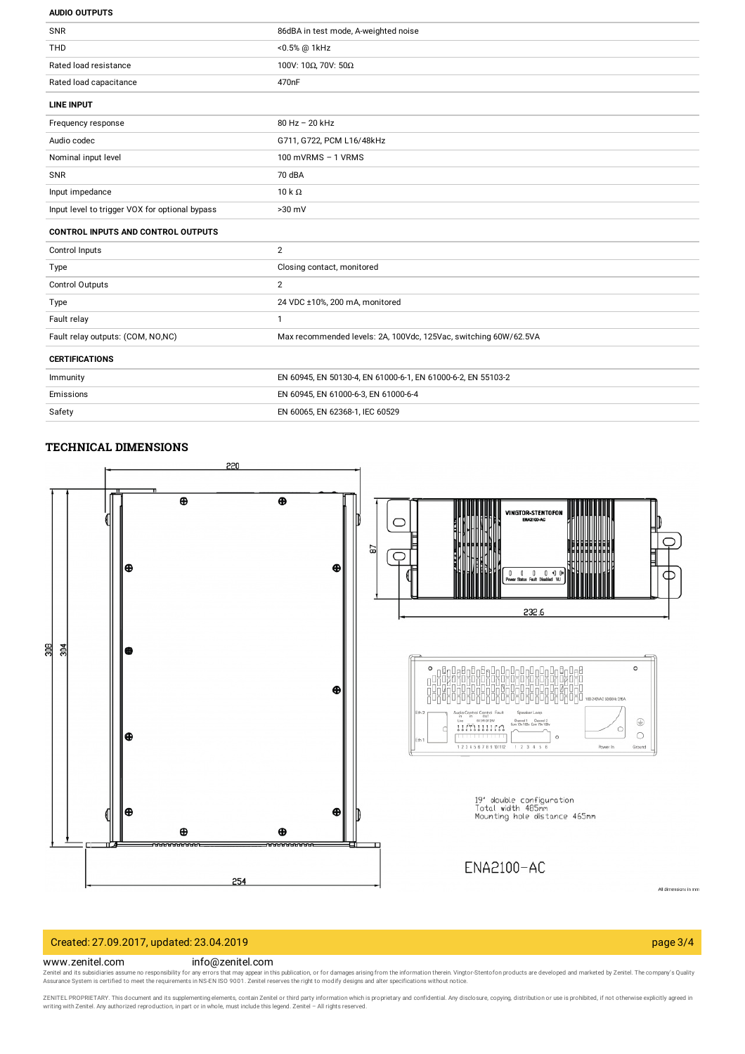| AUDIO OUTPUTS | |
|---|---|
| SNR | 86dBA in test mode, A-weighted noise |
| THD | <0.5% @ 1kHz |
| Rated load resistance | 100V: 10Ω, 70V: 50Ω |
| Rated load capacitance | 470nF |

| LINE INPUT | |
|---|---|
| Frequency response | 80 Hz – 20 kHz |
| Audio codec | G711, G722, PCM L16/48kHz |
| Nominal input level | 100 mVRMS – 1 VRMS |
| SNR | 70 dBA |
| Input impedance | 10 k Ω |
| Input level to trigger VOX for optional bypass | >30 mV |

| CONTROL INPUTS AND CONTROL OUTPUTS | |
|---|---|
| Control Inputs | 2 |
| Type | Closing contact, monitored |
| Control Outputs | 2 |
| Type | 24 VDC ±10%, 200 mA, monitored |
| Fault relay | 1 |
| Fault relay outputs: (COM, NO,NC) | Max recommended levels: 2A, 100Vdc, 125Vac, switching 60W/62.5VA |

| CERTIFICATIONS | |
|---|---|
| Immunity | EN 60945, EN 50130-4, EN 61000-6-1, EN 61000-6-2, EN 55103-2 |
| Emissions | EN 60945, EN 61000-6-3, EN 61000-6-4 |
| Safety | EN 60065, EN 62368-1, IEC 60529 |

## TECHNICAL DIMENSIONS

220

308 304

254

87

232.6

19" double configuration
Total width 485mm
Mounting hole distance 465mm

ENA2100-AC

All dimensions in mm

Created: 27.09.2017, updated: 23.04.2019

www.zenitel.com info@zenitel.com

Zenitel and its subsidiaries assume no responsibility for any errors that may appear in this publication, or for damages arising from the information therein. Vingtor-Stentofon products are developed and marketed by Zenitel. The company's Quality Assurance System is certified to meet the requirements in NS-EN ISO 9001. Zenitel reserves the right to modify designs and alter specifications without notice.

ZENITEL PROPRIETARY. This document and its supplementing elements, contain Zenitel or third party information which is proprietary and confidential. Any disclosure, copying, distribution or use is prohibited, if not otherwise explicitly agreed in writing with Zenitel. Any authorized reproduction, in part or in whole, must include this legend. Zenitel – All rights reserved.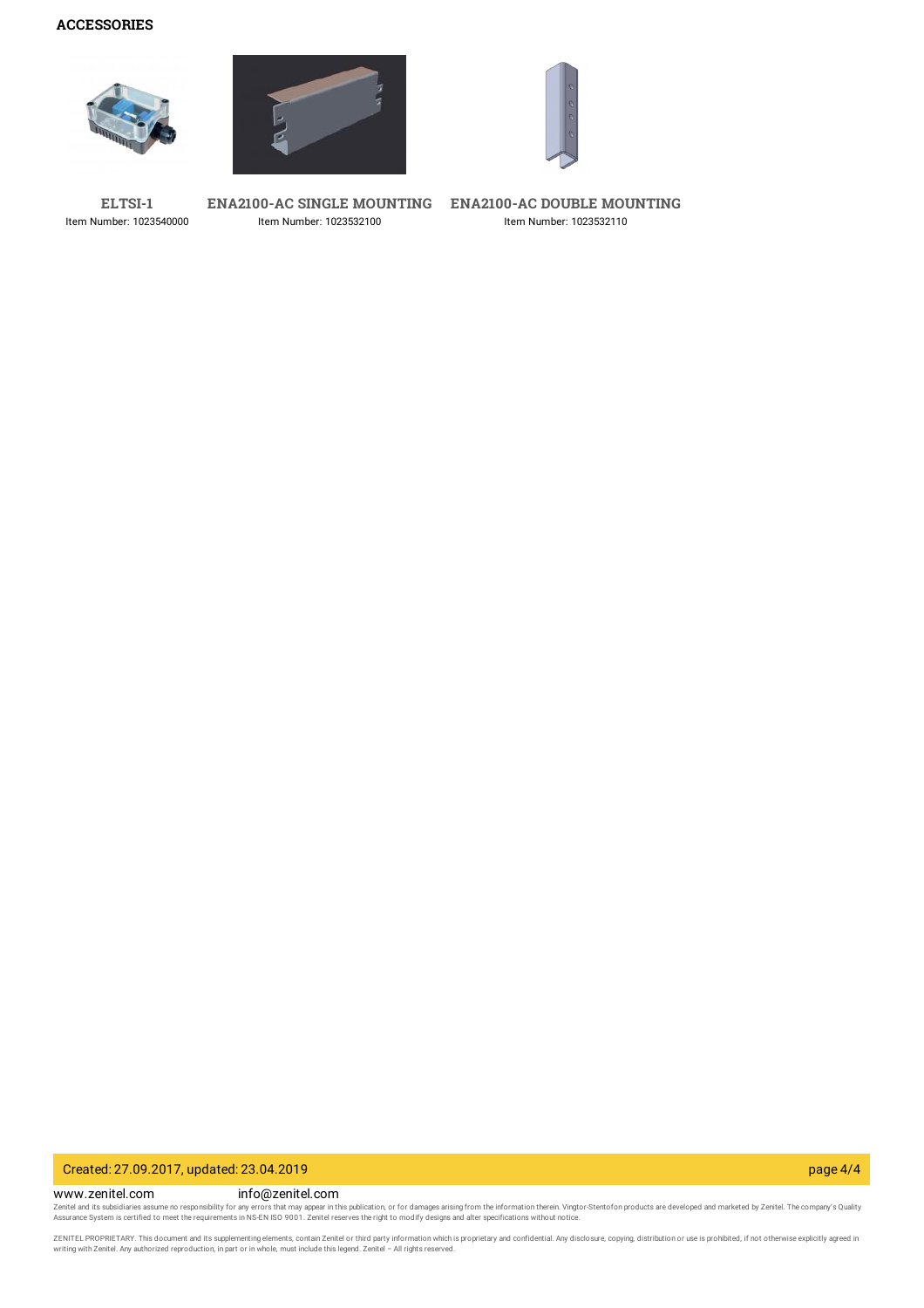## ACCESSORIES

**ELTSI-1**
Item Number: 1023540000

**ENA2100-AC SINGLE MOUNTING**
Item Number: 1023532100

**ENA2100-AC DOUBLE MOUNTING**
Item Number: 1023532110

Created: 27.09.2017, updated: 23.04.2019

www.zenitel.com info@zenitel.com

Zenitel and its subsidiaries assume no responsibility for any errors that may appear in this publication, or for damages arising from the information therein. Vingtor-Stentofon products are developed and marketed by Zenitel. The company's Quality Assurance System is certified to meet the requirements in NS-EN ISO 9001. Zenitel reserves the right to modify designs and alter specifications without notice.

ZENITEL PROPRIETARY. This document and its supplementing elements, contain Zenitel or third party information which is proprietary and confidential. Any disclosure, copying, distribution or use is prohibited, if not otherwise explicitly agreed in writing with Zenitel. Any authorized reproduction, in part or in whole, must include this legend. Zenitel – All rights reserved.